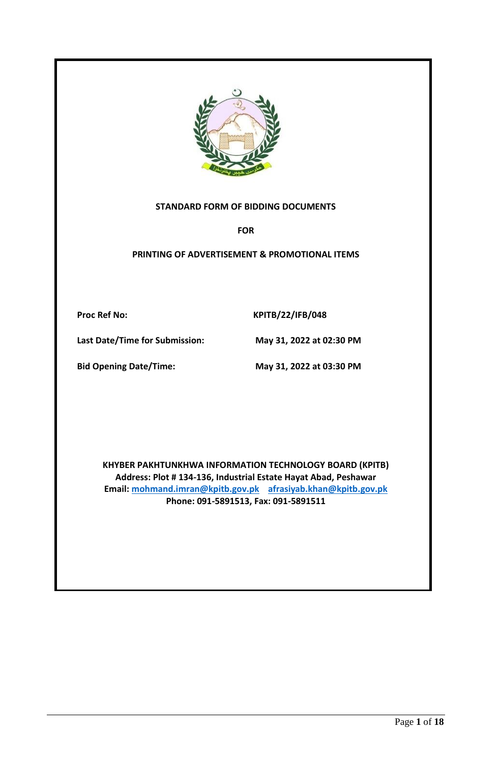**STANDARD FORM OF BIDDING DOCUMENTS**

**FOR**

**PRINTING OF ADVERTISEMENT & PROMOTIONAL ITEMS**

| | |
|---|---|
| **Proc Ref No:** | **KPITB/22/IFB/048** |
| **Last Date/Time for Submission:** | **May 31, 2022 at 02:30 PM** |
| **Bid Opening Date/Time:** | **May 31, 2022 at 03:30 PM** |

**KHYBER PAKHTUNKHWA INFORMATION TECHNOLOGY BOARD (KPITB)**
**Address: Plot # 134-136, Industrial Estate Hayat Abad, Peshawar**
**Email: mohmand.imran@kpitb.gov.pk afrasiyab.khan@kpitb.gov.pk**
**Phone: 091-5891513, Fax: 091-5891511**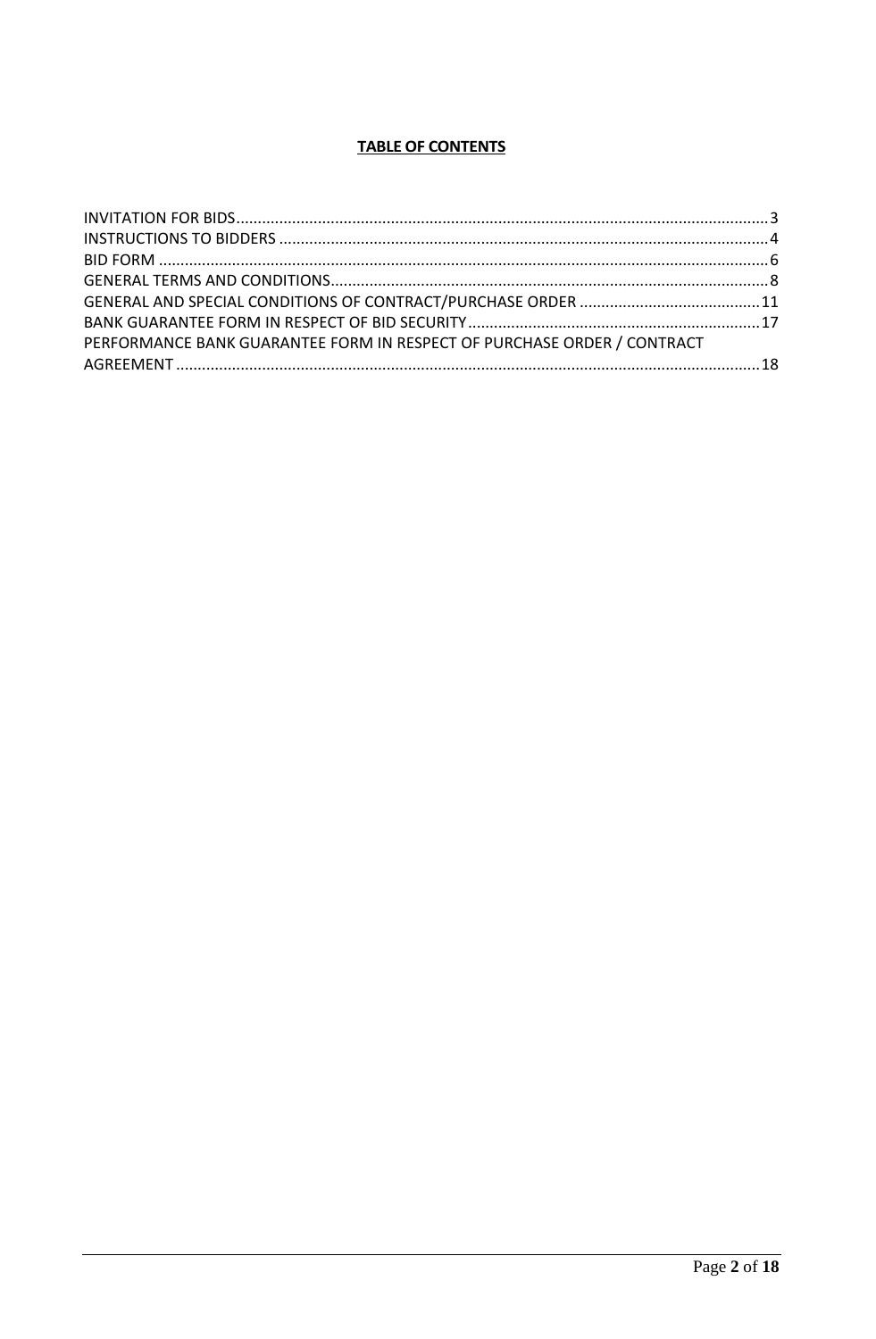**TABLE OF CONTENTS**

INVITATION FOR BIDS........................................................................................................................3
INSTRUCTIONS TO BIDDERS ..............................................................................................................4
BID FORM ..........................................................................................................................................6
GENERAL TERMS AND CONDITIONS...................................................................................................8
GENERAL AND SPECIAL CONDITIONS OF CONTRACT/PURCHASE ORDER .........................................11
BANK GUARANTEE FORM IN RESPECT OF BID SECURITY..................................................................17
PERFORMANCE BANK GUARANTEE FORM IN RESPECT OF PURCHASE ORDER / CONTRACT AGREEMENT .....................................................................................................................................18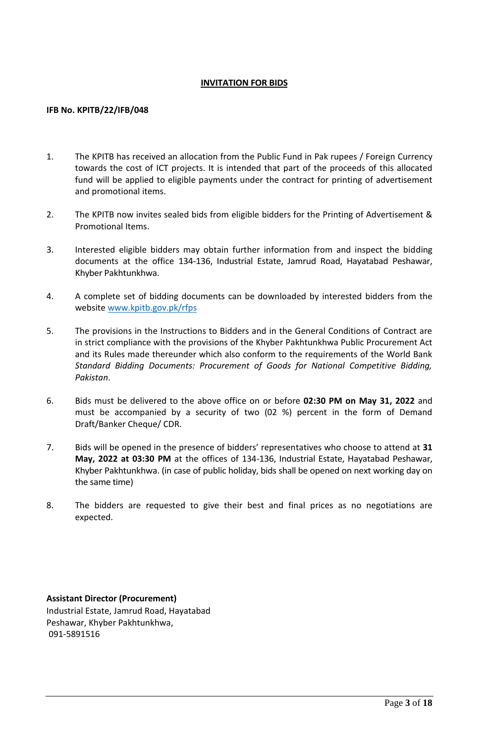## INVITATION FOR BIDS

**IFB No. KPITB/22/IFB/048**

1. The KPITB has received an allocation from the Public Fund in Pak rupees / Foreign Currency towards the cost of ICT projects. It is intended that part of the proceeds of this allocated fund will be applied to eligible payments under the contract for printing of advertisement and promotional items.

2. The KPITB now invites sealed bids from eligible bidders for the Printing of Advertisement & Promotional Items.

3. Interested eligible bidders may obtain further information from and inspect the bidding documents at the office 134-136, Industrial Estate, Jamrud Road, Hayatabad Peshawar, Khyber Pakhtunkhwa.

4. A complete set of bidding documents can be downloaded by interested bidders from the website [www.kpitb.gov.pk/rfps](http://www.kpitb.gov.pk/rfps)

5. The provisions in the Instructions to Bidders and in the General Conditions of Contract are in strict compliance with the provisions of the Khyber Pakhtunkhwa Public Procurement Act and its Rules made thereunder which also conform to the requirements of the World Bank *Standard Bidding Documents: Procurement of Goods for National Competitive Bidding, Pakistan*.

6. Bids must be delivered to the above office on or before **02:30 PM on May 31, 2022** and must be accompanied by a security of two (02 %) percent in the form of Demand Draft/Banker Cheque/ CDR.

7. Bids will be opened in the presence of bidders' representatives who choose to attend at **31 May, 2022 at 03:30 PM** at the offices of 134-136, Industrial Estate, Hayatabad Peshawar, Khyber Pakhtunkhwa. (in case of public holiday, bids shall be opened on next working day on the same time)

8. The bidders are requested to give their best and final prices as no negotiations are expected.

**Assistant Director (Procurement)**
Industrial Estate, Jamrud Road, Hayatabad
Peshawar, Khyber Pakhtunkhwa,
091-5891516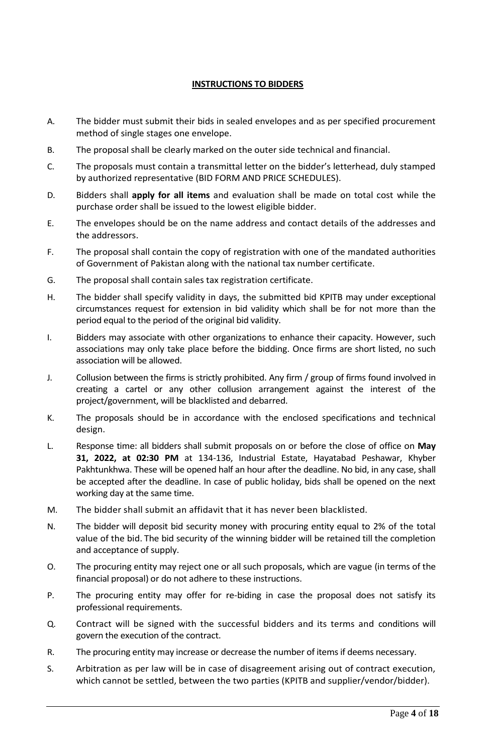# INSTRUCTIONS TO BIDDERS

A. The bidder must submit their bids in sealed envelopes and as per specified procurement method of single stages one envelope.

B. The proposal shall be clearly marked on the outer side technical and financial.

C. The proposals must contain a transmittal letter on the bidder's letterhead, duly stamped by authorized representative (BID FORM AND PRICE SCHEDULES).

D. Bidders shall **apply for all items** and evaluation shall be made on total cost while the purchase order shall be issued to the lowest eligible bidder.

E. The envelopes should be on the name address and contact details of the addresses and the addressors.

F. The proposal shall contain the copy of registration with one of the mandated authorities of Government of Pakistan along with the national tax number certificate.

G. The proposal shall contain sales tax registration certificate.

H. The bidder shall specify validity in days, the submitted bid KPITB may under exceptional circumstances request for extension in bid validity which shall be for not more than the period equal to the period of the original bid validity.

I. Bidders may associate with other organizations to enhance their capacity. However, such associations may only take place before the bidding. Once firms are short listed, no such association will be allowed.

J. Collusion between the firms is strictly prohibited. Any firm / group of firms found involved in creating a cartel or any other collusion arrangement against the interest of the project/government, will be blacklisted and debarred.

K. The proposals should be in accordance with the enclosed specifications and technical design.

L. Response time: all bidders shall submit proposals on or before the close of office on **May 31, 2022, at 02:30 PM** at 134-136, Industrial Estate, Hayatabad Peshawar, Khyber Pakhtunkhwa. These will be opened half an hour after the deadline. No bid, in any case, shall be accepted after the deadline. In case of public holiday, bids shall be opened on the next working day at the same time.

M. The bidder shall submit an affidavit that it has never been blacklisted.

N. The bidder will deposit bid security money with procuring entity equal to 2% of the total value of the bid. The bid security of the winning bidder will be retained till the completion and acceptance of supply.

O. The procuring entity may reject one or all such proposals, which are vague (in terms of the financial proposal) or do not adhere to these instructions.

P. The procuring entity may offer for re-biding in case the proposal does not satisfy its professional requirements.

Q. Contract will be signed with the successful bidders and its terms and conditions will govern the execution of the contract.

R. The procuring entity may increase or decrease the number of items if deems necessary.

S. Arbitration as per law will be in case of disagreement arising out of contract execution, which cannot be settled, between the two parties (KPITB and supplier/vendor/bidder).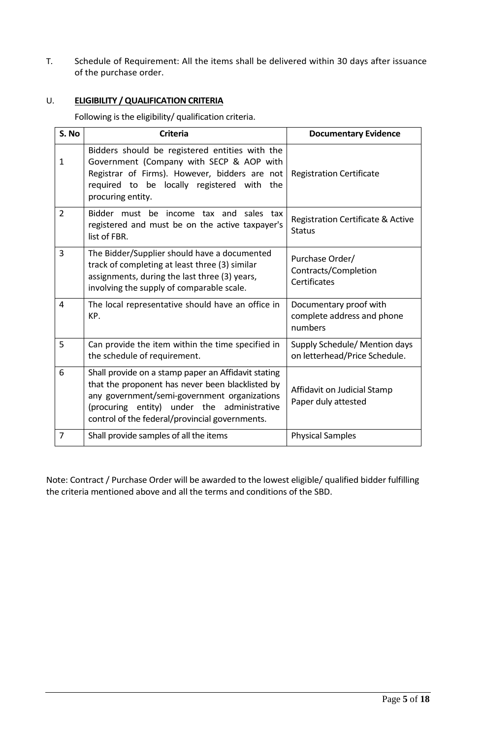T. Schedule of Requirement: All the items shall be delivered within 30 days after issuance of the purchase order.

U. **ELIGIBILITY / QUALIFICATION CRITERIA**

Following is the eligibility/ qualification criteria.

| S. No | Criteria | Documentary Evidence |
|---|---|---|
| 1 | Bidders should be registered entities with the Government (Company with SECP & AOP with Registrar of Firms). However, bidders are not required to be locally registered with the procuring entity. | Registration Certificate |
| 2 | Bidder must be income tax and sales tax registered and must be on the active taxpayer's list of FBR. | Registration Certificate & Active Status |
| 3 | The Bidder/Supplier should have a documented track of completing at least three (3) similar assignments, during the last three (3) years, involving the supply of comparable scale. | Purchase Order/ Contracts/Completion Certificates |
| 4 | The local representative should have an office in KP. | Documentary proof with complete address and phone numbers |
| 5 | Can provide the item within the time specified in the schedule of requirement. | Supply Schedule/ Mention days on letterhead/Price Schedule. |
| 6 | Shall provide on a stamp paper an Affidavit stating that the proponent has never been blacklisted by any government/semi-government organizations (procuring entity) under the administrative control of the federal/provincial governments. | Affidavit on Judicial Stamp Paper duly attested |
| 7 | Shall provide samples of all the items | Physical Samples |

Note: Contract / Purchase Order will be awarded to the lowest eligible/ qualified bidder fulfilling the criteria mentioned above and all the terms and conditions of the SBD.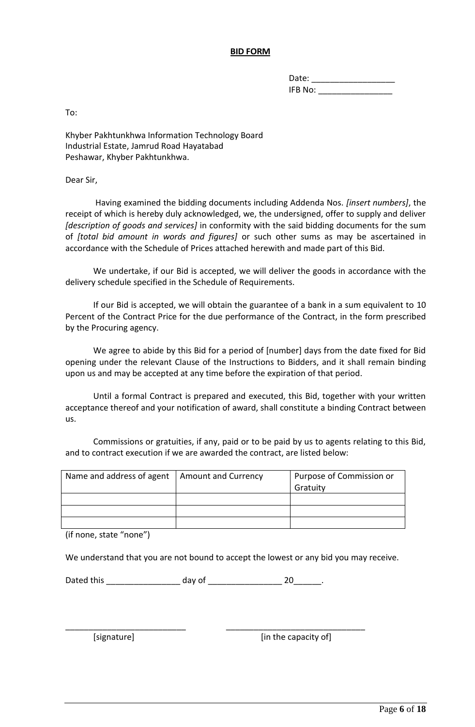# BID FORM

Date: ____________________
IFB No: __________________

To:

Khyber Pakhtunkhwa Information Technology Board
Industrial Estate, Jamrud Road Hayatabad
Peshawar, Khyber Pakhtunkhwa.

Dear Sir,

Having examined the bidding documents including Addenda Nos. *[insert numbers]*, the receipt of which is hereby duly acknowledged, we, the undersigned, offer to supply and deliver *[description of goods and services]* in conformity with the said bidding documents for the sum of *[total bid amount in words and figures]* or such other sums as may be ascertained in accordance with the Schedule of Prices attached herewith and made part of this Bid.

We undertake, if our Bid is accepted, we will deliver the goods in accordance with the delivery schedule specified in the Schedule of Requirements.

If our Bid is accepted, we will obtain the guarantee of a bank in a sum equivalent to 10 Percent of the Contract Price for the due performance of the Contract, in the form prescribed by the Procuring agency.

We agree to abide by this Bid for a period of [number] days from the date fixed for Bid opening under the relevant Clause of the Instructions to Bidders, and it shall remain binding upon us and may be accepted at any time before the expiration of that period.

Until a formal Contract is prepared and executed, this Bid, together with your written acceptance thereof and your notification of award, shall constitute a binding Contract between us.

Commissions or gratuities, if any, paid or to be paid by us to agents relating to this Bid, and to contract execution if we are awarded the contract, are listed below:

| Name and address of agent | Amount and Currency | Purpose of Commission or Gratuity |
|---|---|---|
| | | |
| | | |
| | | |

(if none, state "none")

We understand that you are not bound to accept the lowest or any bid you may receive.

Dated this ________________ day of ________________ 20______.

___________________________ ________________________________
[signature] [in the capacity of]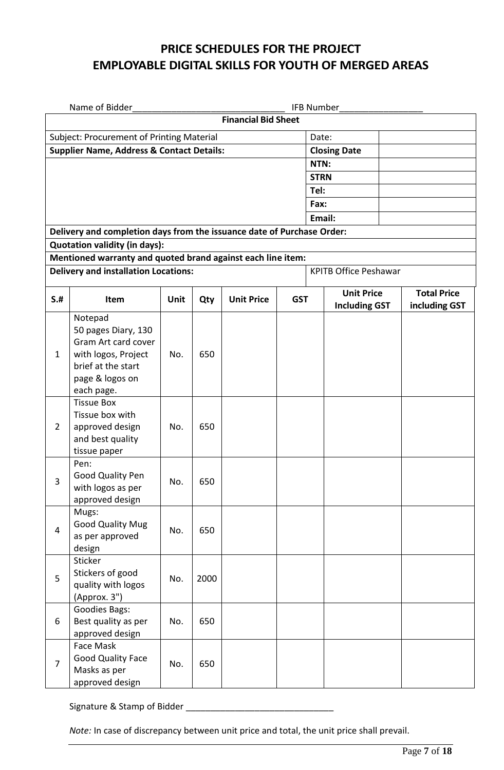# PRICE SCHEDULES FOR THE PROJECT
# EMPLOYABLE DIGITAL SKILLS FOR YOUTH OF MERGED AREAS

Name of Bidder_______________________________ IFB Number_________________

| **Financial Bid Sheet** | | |
|---|---|---|
| Subject: Procurement of Printing Material | Date: | |
| **Supplier Name, Address & Contact Details:** | **Closing Date** | |
| | **NTN:** | |
| | **STRN** | |
| | **Tel:** | |
| | **Fax:** | |
| | **Email:** | |
| **Delivery and completion days from the issuance date of Purchase Order:** | | |
| **Quotation validity (in days):** | | |
| **Mentioned warranty and quoted brand against each line item:** | | |
| **Delivery and installation Locations:** | KPITB Office Peshawar | |

| S.# | Item | Unit | Qty | Unit Price | GST | Unit Price Including GST | Total Price including GST |
|---|---|---|---|---|---|---|---|
| 1 | Notepad<br>50 pages Diary, 130 Gram Art card cover with logos, Project brief at the start page & logos on each page. | No. | 650 | | | | |
| 2 | Tissue Box<br>Tissue box with approved design and best quality tissue paper | No. | 650 | | | | |
| 3 | Pen:<br>Good Quality Pen with logos as per approved design | No. | 650 | | | | |
| 4 | Mugs:<br>Good Quality Mug as per approved design | No. | 650 | | | | |
| 5 | Sticker<br>Stickers of good quality with logos (Approx. 3") | No. | 2000 | | | | |
| 6 | Goodies Bags:<br>Best quality as per approved design | No. | 650 | | | | |
| 7 | Face Mask<br>Good Quality Face Masks as per approved design | No. | 650 | | | | |

Signature & Stamp of Bidder ______________________________

*Note:* In case of discrepancy between unit price and total, the unit price shall prevail.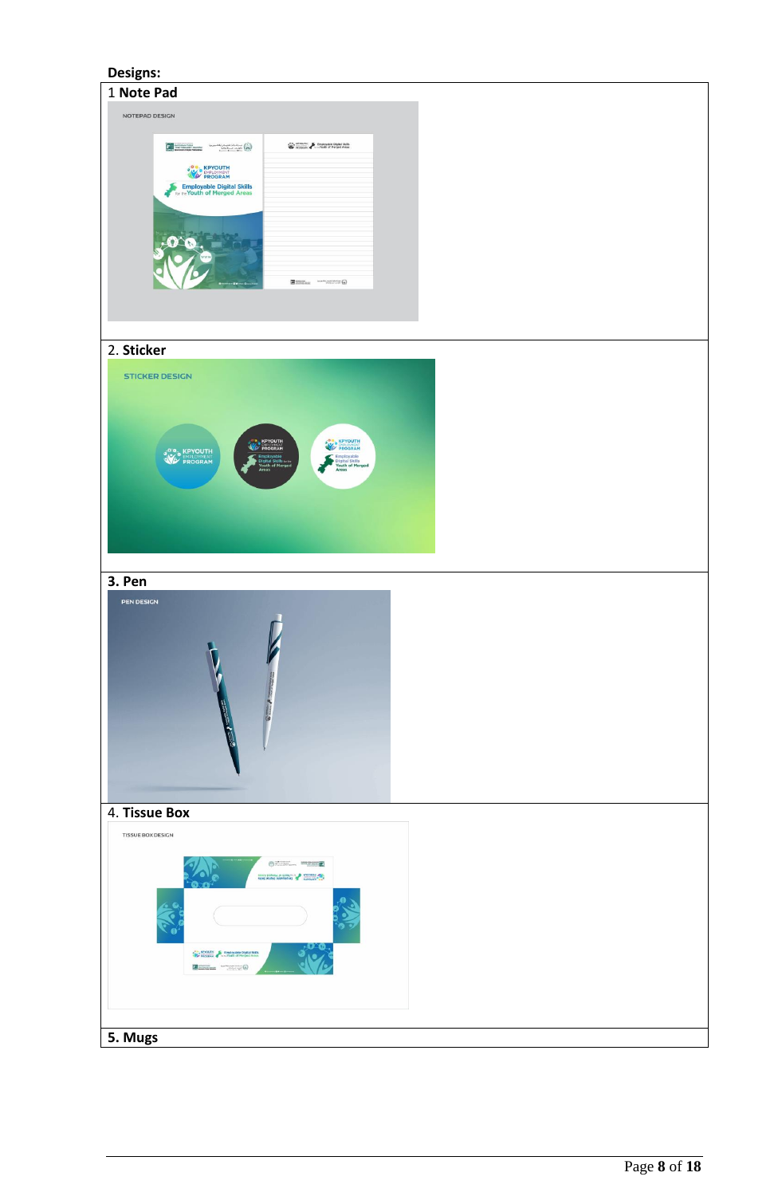**Designs:**

| 1 Note Pad |
|---|
| 2. Sticker |
| 3. Pen |
| 4. Tissue Box |
| 5. Mugs |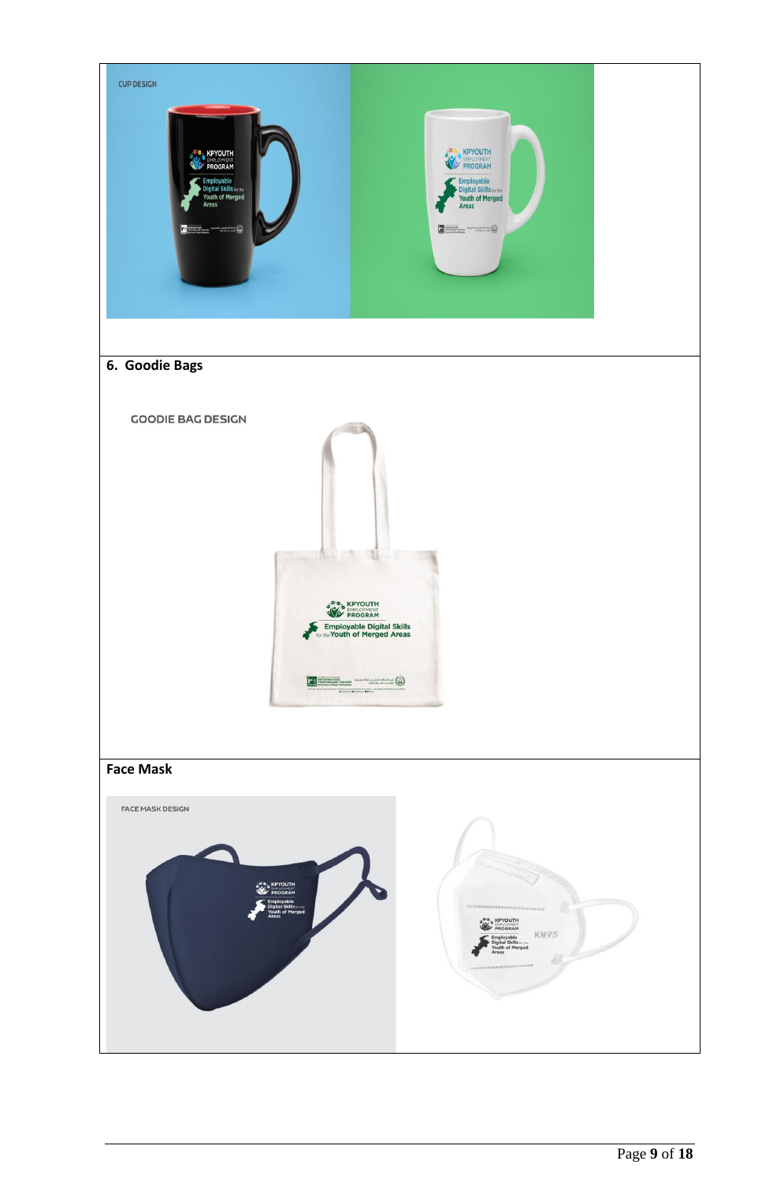CUP DESIGN

## 6. Goodie Bags

GOODIE BAG DESIGN

## Face Mask

FACE MASK DESIGN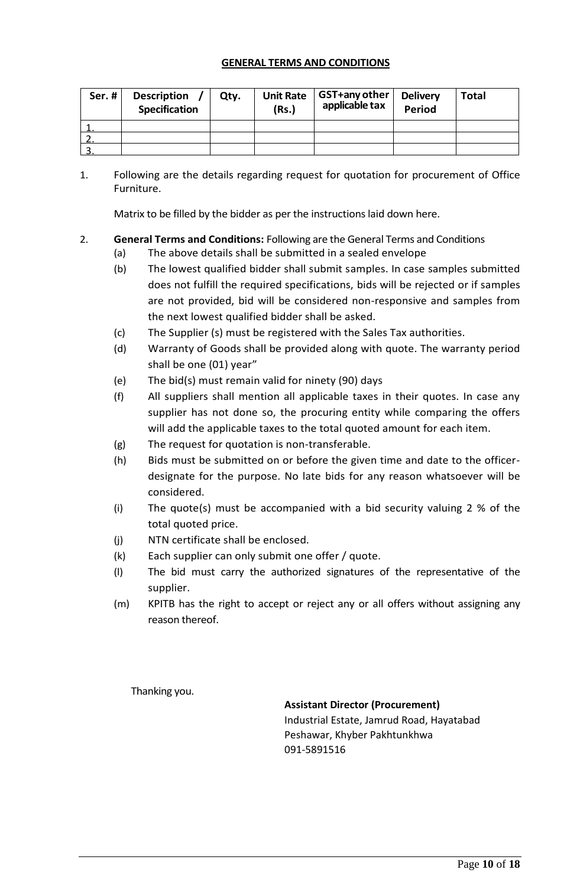## GENERAL TERMS AND CONDITIONS

| Ser. # | Description / Specification | Qty. | Unit Rate (Rs.) | GST+any other applicable tax | Delivery Period | Total |
|---|---|---|---|---|---|---|
| 1. | | | | | | |
| 2. | | | | | | |
| 3. | | | | | | |

1. Following are the details regarding request for quotation for procurement of Office Furniture.

   Matrix to be filled by the bidder as per the instructions laid down here.

2. **General Terms and Conditions:** Following are the General Terms and Conditions
   - (a) The above details shall be submitted in a sealed envelope
   - (b) The lowest qualified bidder shall submit samples. In case samples submitted does not fulfill the required specifications, bids will be rejected or if samples are not provided, bid will be considered non-responsive and samples from the next lowest qualified bidder shall be asked.
   - (c) The Supplier (s) must be registered with the Sales Tax authorities.
   - (d) Warranty of Goods shall be provided along with quote. The warranty period shall be one (01) year"
   - (e) The bid(s) must remain valid for ninety (90) days
   - (f) All suppliers shall mention all applicable taxes in their quotes. In case any supplier has not done so, the procuring entity while comparing the offers will add the applicable taxes to the total quoted amount for each item.
   - (g) The request for quotation is non-transferable.
   - (h) Bids must be submitted on or before the given time and date to the officer-designate for the purpose. No late bids for any reason whatsoever will be considered.
   - (i) The quote(s) must be accompanied with a bid security valuing 2 % of the total quoted price.
   - (j) NTN certificate shall be enclosed.
   - (k) Each supplier can only submit one offer / quote.
   - (l) The bid must carry the authorized signatures of the representative of the supplier.
   - (m) KPITB has the right to accept or reject any or all offers without assigning any reason thereof.

Thanking you.

**Assistant Director (Procurement)**
Industrial Estate, Jamrud Road, Hayatabad
Peshawar, Khyber Pakhtunkhwa
091-5891516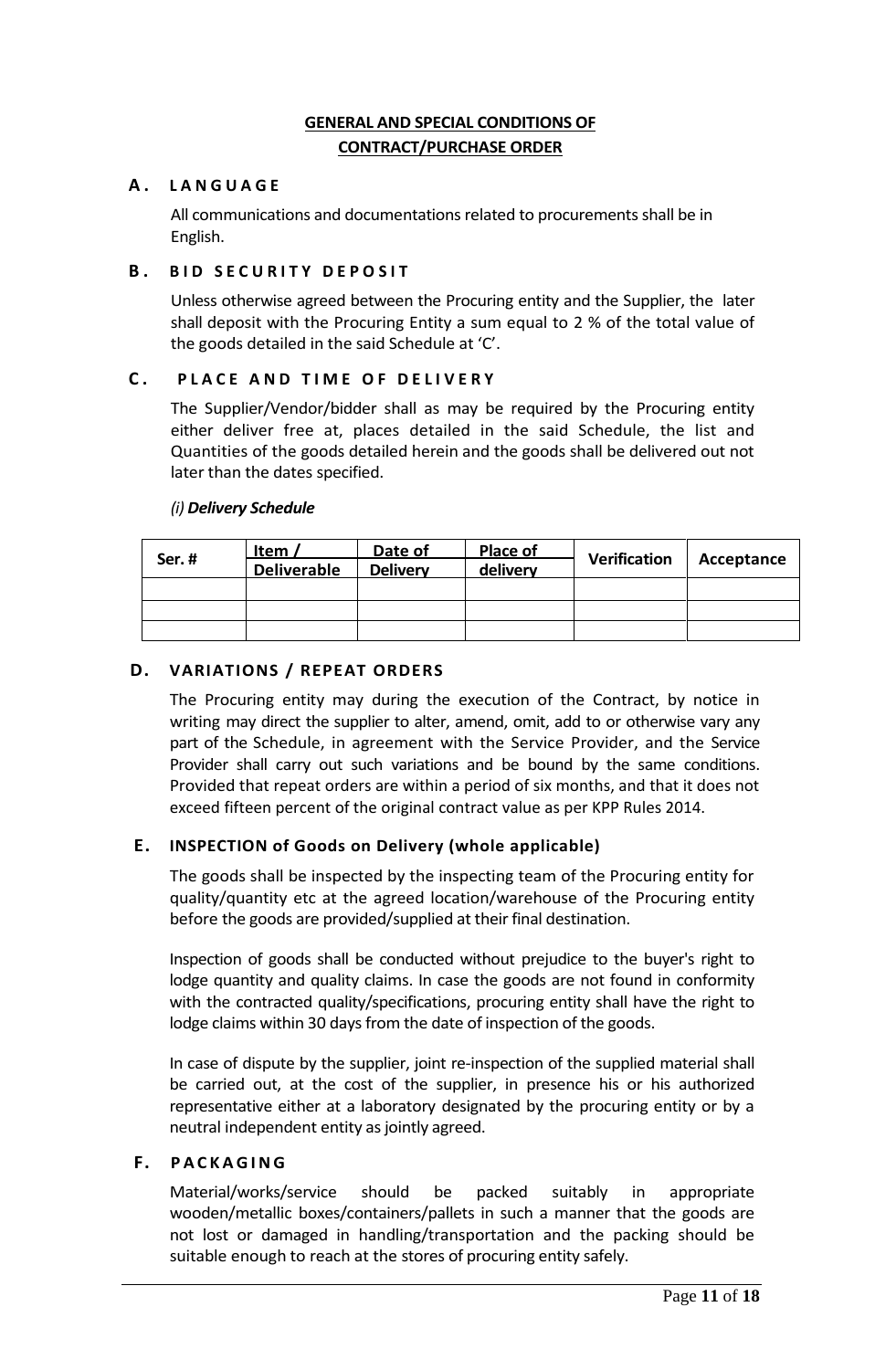# GENERAL AND SPECIAL CONDITIONS OF CONTRACT/PURCHASE ORDER

## A. LANGUAGE

All communications and documentations related to procurements shall be in English.

## B. BID SECURITY DEPOSIT

Unless otherwise agreed between the Procuring entity and the Supplier, the later shall deposit with the Procuring Entity a sum equal to 2 % of the total value of the goods detailed in the said Schedule at 'C'.

## C. PLACE AND TIME OF DELIVERY

The Supplier/Vendor/bidder shall as may be required by the Procuring entity either deliver free at, places detailed in the said Schedule, the list and Quantities of the goods detailed herein and the goods shall be delivered out not later than the dates specified.

*(i)* ***Delivery Schedule***

| Ser. # | Item / Deliverable | Date of Delivery | Place of delivery | Verification | Acceptance |
|---|---|---|---|---|---|
| | | | | | |
| | | | | | |
| | | | | | |

## D. VARIATIONS / REPEAT ORDERS

The Procuring entity may during the execution of the Contract, by notice in writing may direct the supplier to alter, amend, omit, add to or otherwise vary any part of the Schedule, in agreement with the Service Provider, and the Service Provider shall carry out such variations and be bound by the same conditions. Provided that repeat orders are within a period of six months, and that it does not exceed fifteen percent of the original contract value as per KPP Rules 2014.

## E. INSPECTION of Goods on Delivery (whole applicable)

The goods shall be inspected by the inspecting team of the Procuring entity for quality/quantity etc at the agreed location/warehouse of the Procuring entity before the goods are provided/supplied at their final destination.

Inspection of goods shall be conducted without prejudice to the buyer's right to lodge quantity and quality claims. In case the goods are not found in conformity with the contracted quality/specifications, procuring entity shall have the right to lodge claims within 30 days from the date of inspection of the goods.

In case of dispute by the supplier, joint re-inspection of the supplied material shall be carried out, at the cost of the supplier, in presence his or his authorized representative either at a laboratory designated by the procuring entity or by a neutral independent entity as jointly agreed.

## F. PACKAGING

Material/works/service should be packed suitably in appropriate wooden/metallic boxes/containers/pallets in such a manner that the goods are not lost or damaged in handling/transportation and the packing should be suitable enough to reach at the stores of procuring entity safely.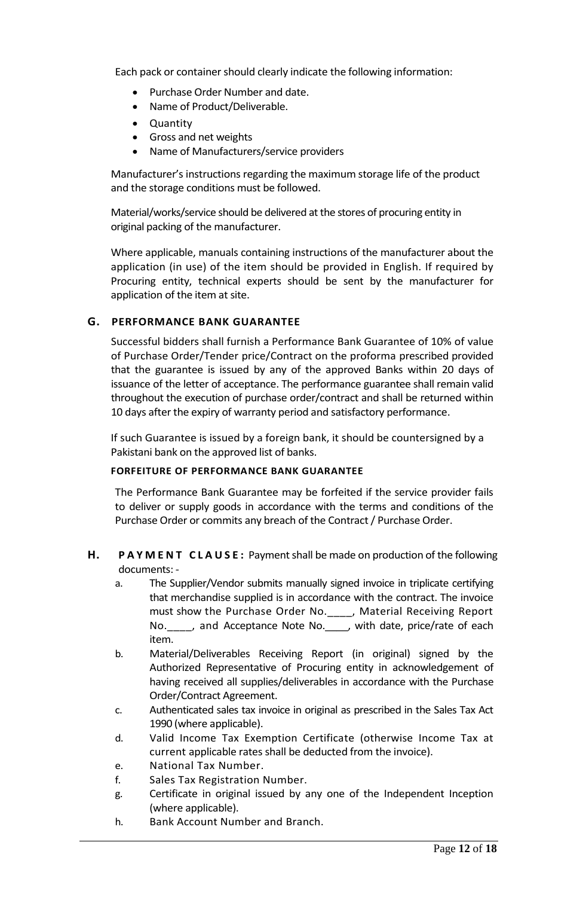Each pack or container should clearly indicate the following information:

- Purchase Order Number and date.
- Name of Product/Deliverable.
- Quantity
- Gross and net weights
- Name of Manufacturers/service providers

Manufacturer's instructions regarding the maximum storage life of the product and the storage conditions must be followed.

Material/works/service should be delivered at the stores of procuring entity in original packing of the manufacturer.

Where applicable, manuals containing instructions of the manufacturer about the application (in use) of the item should be provided in English. If required by Procuring entity, technical experts should be sent by the manufacturer for application of the item at site.

## G. PERFORMANCE BANK GUARANTEE

Successful bidders shall furnish a Performance Bank Guarantee of 10% of value of Purchase Order/Tender price/Contract on the proforma prescribed provided that the guarantee is issued by any of the approved Banks within 20 days of issuance of the letter of acceptance. The performance guarantee shall remain valid throughout the execution of purchase order/contract and shall be returned within 10 days after the expiry of warranty period and satisfactory performance.

If such Guarantee is issued by a foreign bank, it should be countersigned by a Pakistani bank on the approved list of banks.

### FORFEITURE OF PERFORMANCE BANK GUARANTEE

The Performance Bank Guarantee may be forfeited if the service provider fails to deliver or supply goods in accordance with the terms and conditions of the Purchase Order or commits any breach of the Contract / Purchase Order.

## H. PAYMENT CLAUSE: Payment shall be made on production of the following documents: -

a. The Supplier/Vendor submits manually signed invoice in triplicate certifying that merchandise supplied is in accordance with the contract. The invoice must show the Purchase Order No.____, Material Receiving Report No.____, and Acceptance Note No.____, with date, price/rate of each item.

b. Material/Deliverables Receiving Report (in original) signed by the Authorized Representative of Procuring entity in acknowledgement of having received all supplies/deliverables in accordance with the Purchase Order/Contract Agreement.

c. Authenticated sales tax invoice in original as prescribed in the Sales Tax Act 1990 (where applicable).

d. Valid Income Tax Exemption Certificate (otherwise Income Tax at current applicable rates shall be deducted from the invoice).

e. National Tax Number.

f. Sales Tax Registration Number.

g. Certificate in original issued by any one of the Independent Inception (where applicable).

h. Bank Account Number and Branch.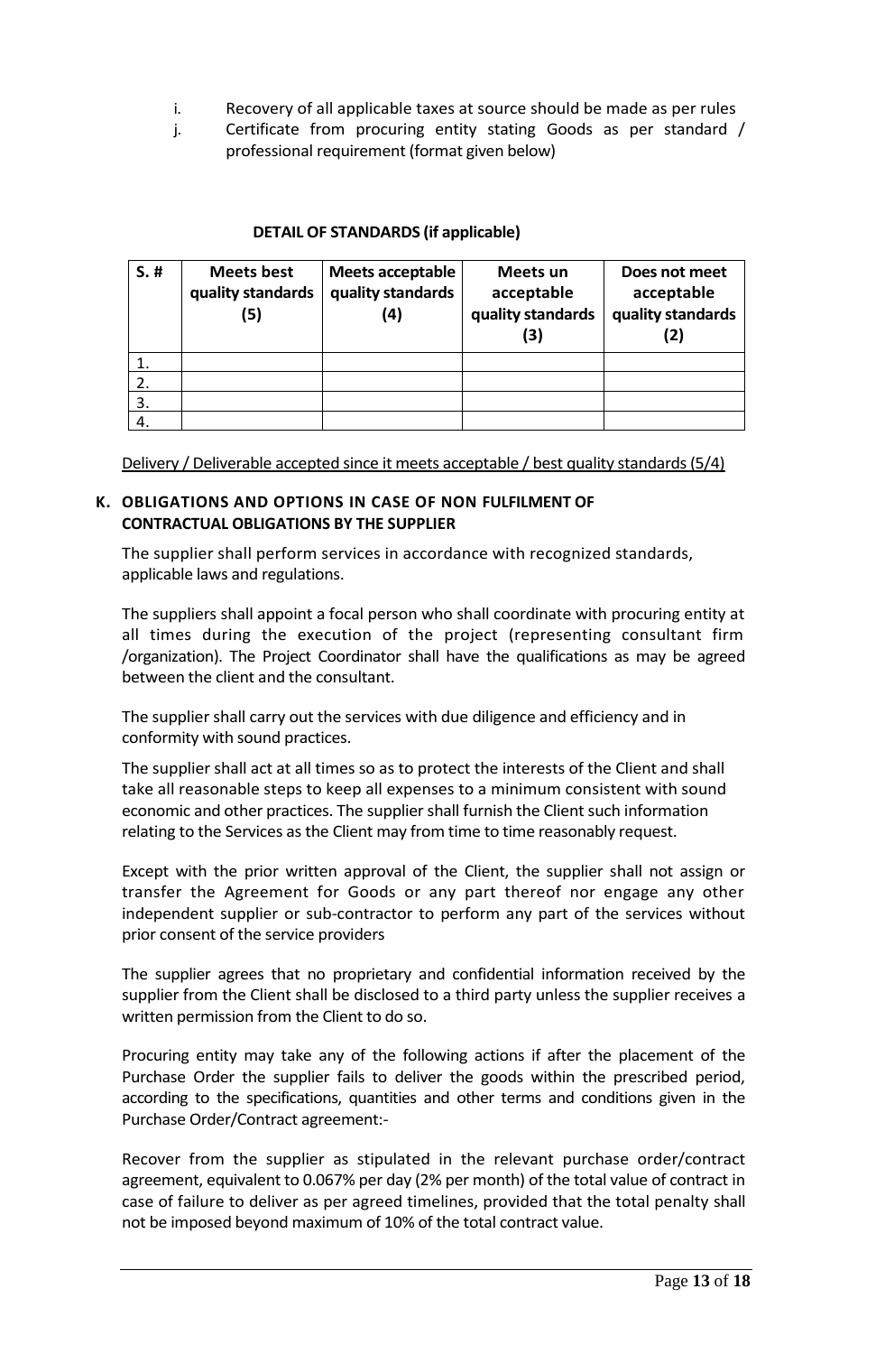i. Recovery of all applicable taxes at source should be made as per rules

j. Certificate from procuring entity stating Goods as per standard / professional requirement (format given below)

**DETAIL OF STANDARDS (if applicable)**

| S. # | Meets best quality standards (5) | Meets acceptable quality standards (4) | Meets un acceptable quality standards (3) | Does not meet acceptable quality standards (2) |
|---|---|---|---|---|
| 1. | | | | |
| 2. | | | | |
| 3. | | | | |
| 4. | | | | |

Delivery / Deliverable accepted since it meets acceptable / best quality standards (5/4)

**K. OBLIGATIONS AND OPTIONS IN CASE OF NON FULFILMENT OF CONTRACTUAL OBLIGATIONS BY THE SUPPLIER**

The supplier shall perform services in accordance with recognized standards, applicable laws and regulations.

The suppliers shall appoint a focal person who shall coordinate with procuring entity at all times during the execution of the project (representing consultant firm /organization). The Project Coordinator shall have the qualifications as may be agreed between the client and the consultant.

The supplier shall carry out the services with due diligence and efficiency and in conformity with sound practices.

The supplier shall act at all times so as to protect the interests of the Client and shall take all reasonable steps to keep all expenses to a minimum consistent with sound economic and other practices. The supplier shall furnish the Client such information relating to the Services as the Client may from time to time reasonably request.

Except with the prior written approval of the Client, the supplier shall not assign or transfer the Agreement for Goods or any part thereof nor engage any other independent supplier or sub-contractor to perform any part of the services without prior consent of the service providers

The supplier agrees that no proprietary and confidential information received by the supplier from the Client shall be disclosed to a third party unless the supplier receives a written permission from the Client to do so.

Procuring entity may take any of the following actions if after the placement of the Purchase Order the supplier fails to deliver the goods within the prescribed period, according to the specifications, quantities and other terms and conditions given in the Purchase Order/Contract agreement:-

Recover from the supplier as stipulated in the relevant purchase order/contract agreement, equivalent to 0.067% per day (2% per month) of the total value of contract in case of failure to deliver as per agreed timelines, provided that the total penalty shall not be imposed beyond maximum of 10% of the total contract value.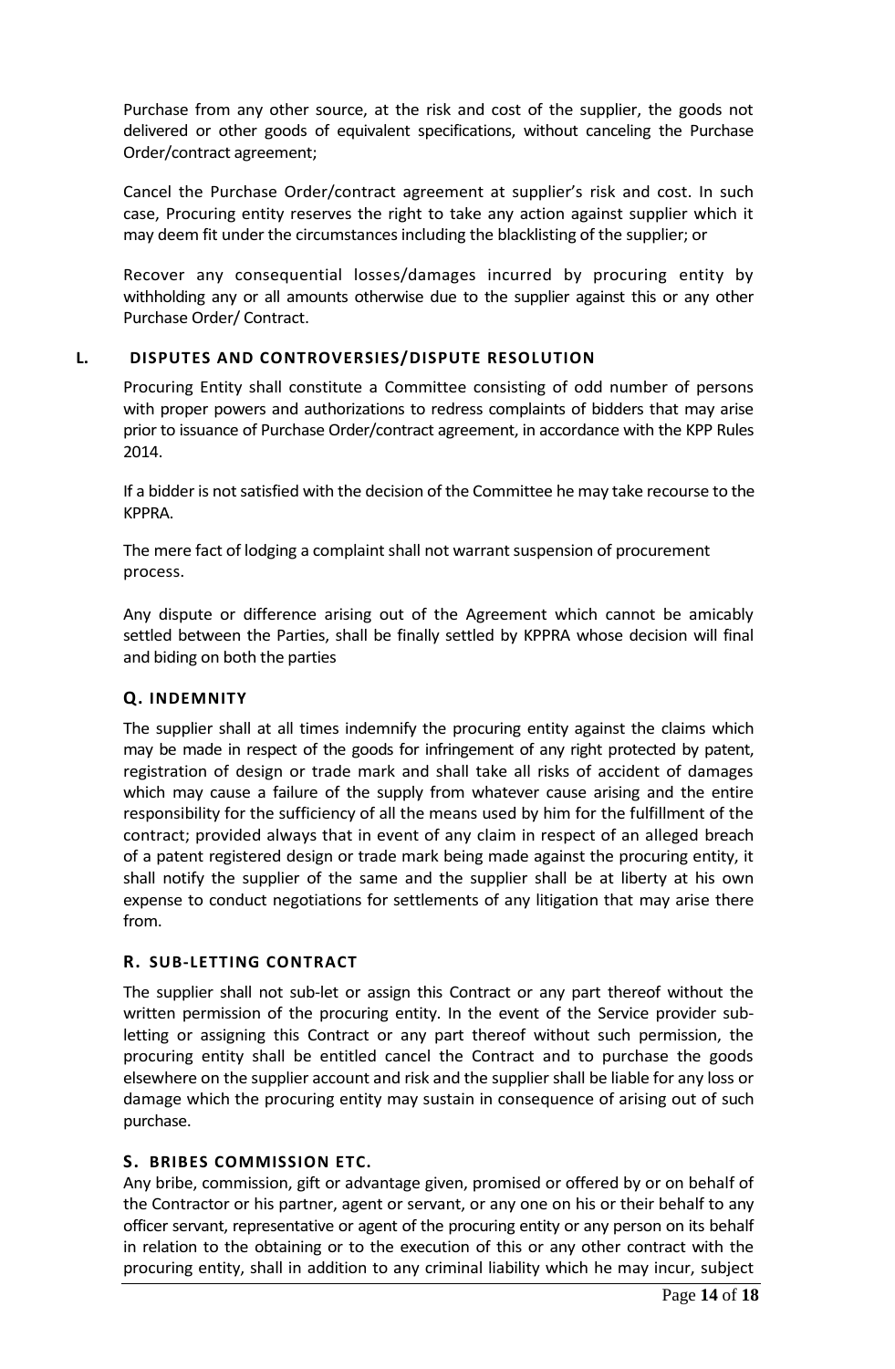Purchase from any other source, at the risk and cost of the supplier, the goods not delivered or other goods of equivalent specifications, without canceling the Purchase Order/contract agreement;

Cancel the Purchase Order/contract agreement at supplier's risk and cost. In such case, Procuring entity reserves the right to take any action against supplier which it may deem fit under the circumstances including the blacklisting of the supplier; or

Recover any consequential losses/damages incurred by procuring entity by withholding any or all amounts otherwise due to the supplier against this or any other Purchase Order/ Contract.

## L. DISPUTES AND CONTROVERSIES/DISPUTE RESOLUTION

Procuring Entity shall constitute a Committee consisting of odd number of persons with proper powers and authorizations to redress complaints of bidders that may arise prior to issuance of Purchase Order/contract agreement, in accordance with the KPP Rules 2014.

If a bidder is not satisfied with the decision of the Committee he may take recourse to the KPPRA.

The mere fact of lodging a complaint shall not warrant suspension of procurement process.

Any dispute or difference arising out of the Agreement which cannot be amicably settled between the Parties, shall be finally settled by KPPRA whose decision will final and biding on both the parties

## Q. INDEMNITY

The supplier shall at all times indemnify the procuring entity against the claims which may be made in respect of the goods for infringement of any right protected by patent, registration of design or trade mark and shall take all risks of accident of damages which may cause a failure of the supply from whatever cause arising and the entire responsibility for the sufficiency of all the means used by him for the fulfillment of the contract; provided always that in event of any claim in respect of an alleged breach of a patent registered design or trade mark being made against the procuring entity, it shall notify the supplier of the same and the supplier shall be at liberty at his own expense to conduct negotiations for settlements of any litigation that may arise there from.

## R. SUB-LETTING CONTRACT

The supplier shall not sub-let or assign this Contract or any part thereof without the written permission of the procuring entity. In the event of the Service provider sub-letting or assigning this Contract or any part thereof without such permission, the procuring entity shall be entitled cancel the Contract and to purchase the goods elsewhere on the supplier account and risk and the supplier shall be liable for any loss or damage which the procuring entity may sustain in consequence of arising out of such purchase.

## S. BRIBES COMMISSION ETC.

Any bribe, commission, gift or advantage given, promised or offered by or on behalf of the Contractor or his partner, agent or servant, or any one on his or their behalf to any officer servant, representative or agent of the procuring entity or any person on its behalf in relation to the obtaining or to the execution of this or any other contract with the procuring entity, shall in addition to any criminal liability which he may incur, subject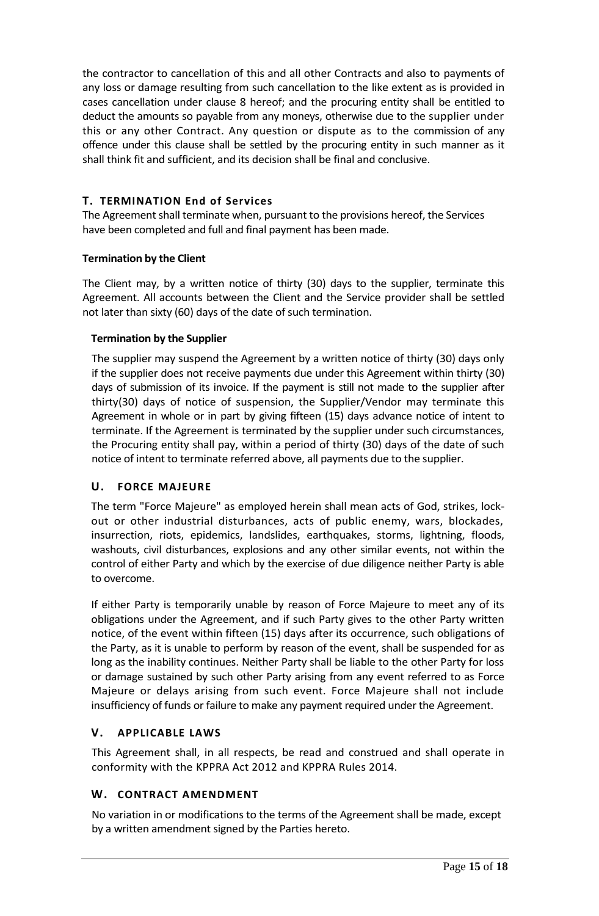the contractor to cancellation of this and all other Contracts and also to payments of any loss or damage resulting from such cancellation to the like extent as is provided in cases cancellation under clause 8 hereof; and the procuring entity shall be entitled to deduct the amounts so payable from any moneys, otherwise due to the supplier under this or any other Contract. Any question or dispute as to the commission of any offence under this clause shall be settled by the procuring entity in such manner as it shall think fit and sufficient, and its decision shall be final and conclusive.

## T. TERMINATION End of Services

The Agreement shall terminate when, pursuant to the provisions hereof, the Services have been completed and full and final payment has been made.

**Termination by the Client**

The Client may, by a written notice of thirty (30) days to the supplier, terminate this Agreement. All accounts between the Client and the Service provider shall be settled not later than sixty (60) days of the date of such termination.

**Termination by the Supplier**

The supplier may suspend the Agreement by a written notice of thirty (30) days only if the supplier does not receive payments due under this Agreement within thirty (30) days of submission of its invoice. If the payment is still not made to the supplier after thirty(30) days of notice of suspension, the Supplier/Vendor may terminate this Agreement in whole or in part by giving fifteen (15) days advance notice of intent to terminate. If the Agreement is terminated by the supplier under such circumstances, the Procuring entity shall pay, within a period of thirty (30) days of the date of such notice of intent to terminate referred above, all payments due to the supplier.

## U. FORCE MAJEURE

The term "Force Majeure" as employed herein shall mean acts of God, strikes, lock-out or other industrial disturbances, acts of public enemy, wars, blockades, insurrection, riots, epidemics, landslides, earthquakes, storms, lightning, floods, washouts, civil disturbances, explosions and any other similar events, not within the control of either Party and which by the exercise of due diligence neither Party is able to overcome.

If either Party is temporarily unable by reason of Force Majeure to meet any of its obligations under the Agreement, and if such Party gives to the other Party written notice, of the event within fifteen (15) days after its occurrence, such obligations of the Party, as it is unable to perform by reason of the event, shall be suspended for as long as the inability continues. Neither Party shall be liable to the other Party for loss or damage sustained by such other Party arising from any event referred to as Force Majeure or delays arising from such event. Force Majeure shall not include insufficiency of funds or failure to make any payment required under the Agreement.

## V. APPLICABLE LAWS

This Agreement shall, in all respects, be read and construed and shall operate in conformity with the KPPRA Act 2012 and KPPRA Rules 2014.

## W. CONTRACT AMENDMENT

No variation in or modifications to the terms of the Agreement shall be made, except by a written amendment signed by the Parties hereto.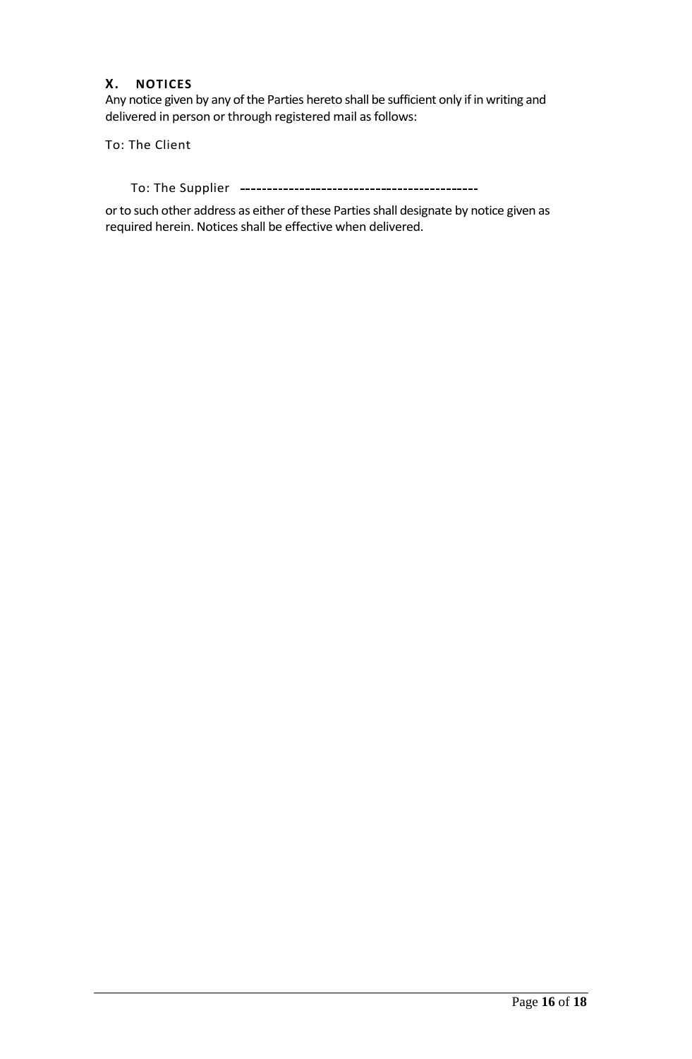## X. NOTICES

Any notice given by any of the Parties hereto shall be sufficient only if in writing and delivered in person or through registered mail as follows:

To: The Client

To: The Supplier --------------------------------------------

or to such other address as either of these Parties shall designate by notice given as required herein. Notices shall be effective when delivered.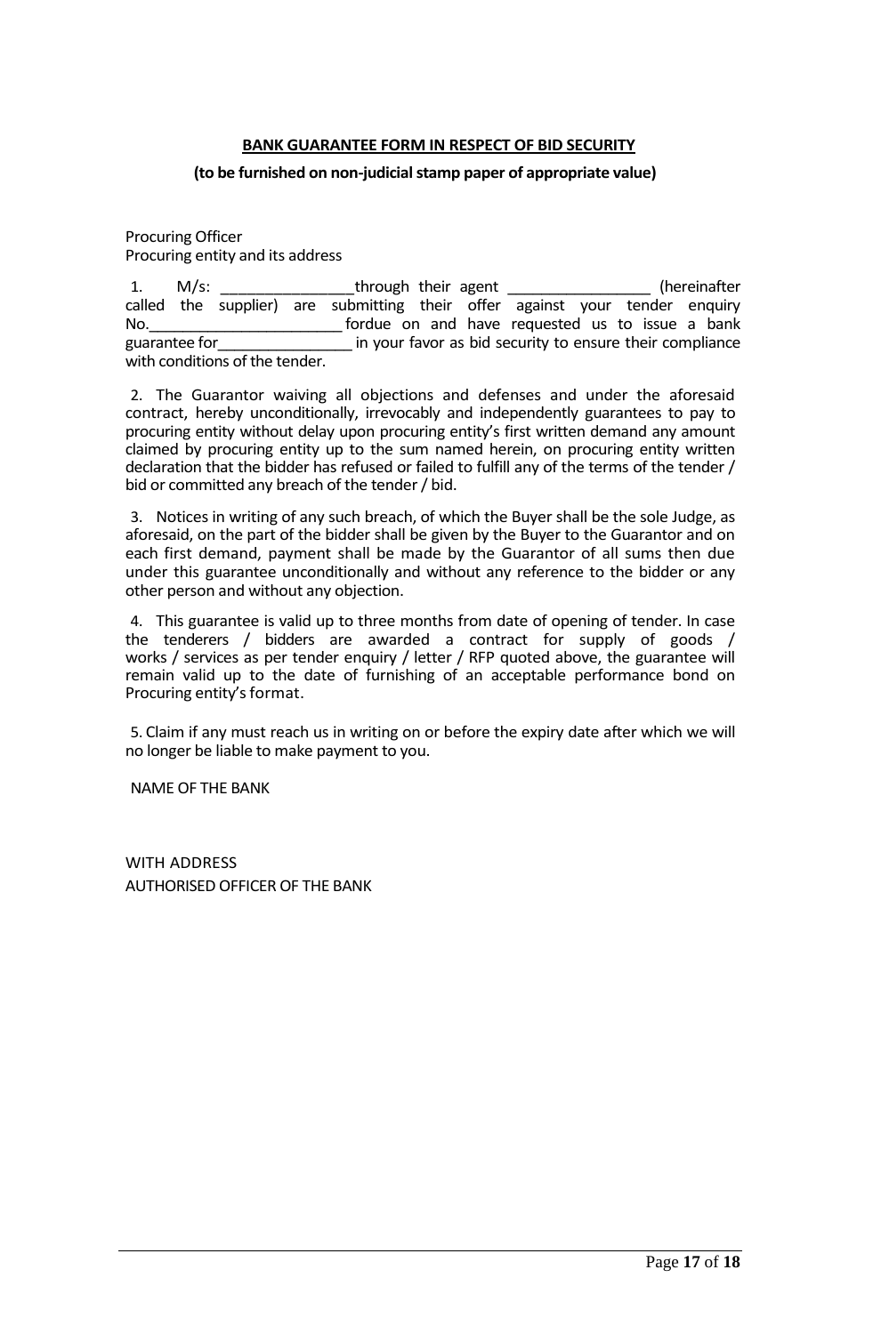**BANK GUARANTEE FORM IN RESPECT OF BID SECURITY**

**(to be furnished on non-judicial stamp paper of appropriate value)**

Procuring Officer
Procuring entity and its address

1. M/s: ________________through their agent _________________ (hereinafter called the supplier) are submitting their offer against your tender enquiry No.________________________ fordue on and have requested us to issue a bank guarantee for________________ in your favor as bid security to ensure their compliance with conditions of the tender.

2. The Guarantor waiving all objections and defenses and under the aforesaid contract, hereby unconditionally, irrevocably and independently guarantees to pay to procuring entity without delay upon procuring entity's first written demand any amount claimed by procuring entity up to the sum named herein, on procuring entity written declaration that the bidder has refused or failed to fulfill any of the terms of the tender / bid or committed any breach of the tender / bid.

3. Notices in writing of any such breach, of which the Buyer shall be the sole Judge, as aforesaid, on the part of the bidder shall be given by the Buyer to the Guarantor and on each first demand, payment shall be made by the Guarantor of all sums then due under this guarantee unconditionally and without any reference to the bidder or any other person and without any objection.

4. This guarantee is valid up to three months from date of opening of tender. In case the tenderers / bidders are awarded a contract for supply of goods / works / services as per tender enquiry / letter / RFP quoted above, the guarantee will remain valid up to the date of furnishing of an acceptable performance bond on Procuring entity's format.

5. Claim if any must reach us in writing on or before the expiry date after which we will no longer be liable to make payment to you.

NAME OF THE BANK

WITH ADDRESS
AUTHORISED OFFICER OF THE BANK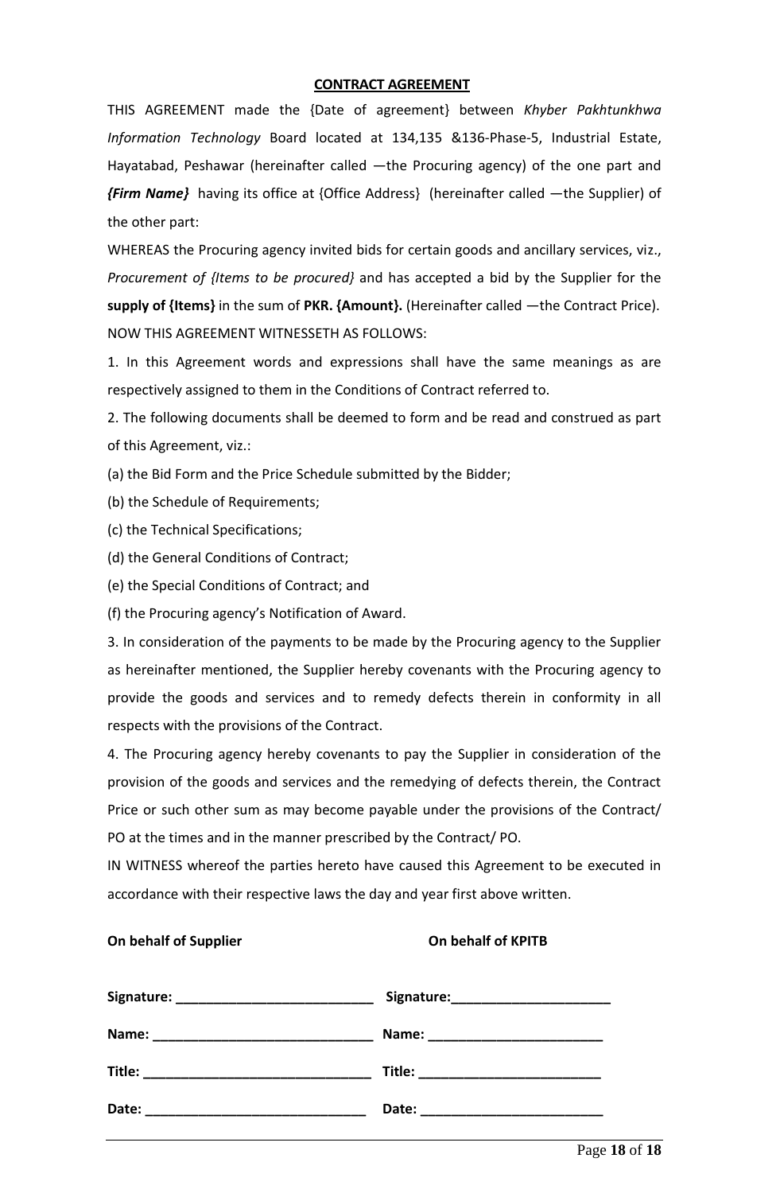**CONTRACT AGREEMENT**

THIS AGREEMENT made the {Date of agreement} between *Khyber Pakhtunkhwa Information Technology* Board located at 134,135 &136-Phase-5, Industrial Estate, Hayatabad, Peshawar (hereinafter called —the Procuring agency) of the one part and ***{Firm Name}*** having its office at {Office Address} (hereinafter called —the Supplier) of the other part:

WHEREAS the Procuring agency invited bids for certain goods and ancillary services, viz., *Procurement of {Items to be procured}* and has accepted a bid by the Supplier for the **supply of {Items}** in the sum of **PKR. {Amount}.** (Hereinafter called —the Contract Price).

NOW THIS AGREEMENT WITNESSETH AS FOLLOWS:

1. In this Agreement words and expressions shall have the same meanings as are respectively assigned to them in the Conditions of Contract referred to.

2. The following documents shall be deemed to form and be read and construed as part of this Agreement, viz.:

(a) the Bid Form and the Price Schedule submitted by the Bidder;

(b) the Schedule of Requirements;

(c) the Technical Specifications;

(d) the General Conditions of Contract;

(e) the Special Conditions of Contract; and

(f) the Procuring agency's Notification of Award.

3. In consideration of the payments to be made by the Procuring agency to the Supplier as hereinafter mentioned, the Supplier hereby covenants with the Procuring agency to provide the goods and services and to remedy defects therein in conformity in all respects with the provisions of the Contract.

4. The Procuring agency hereby covenants to pay the Supplier in consideration of the provision of the goods and services and the remedying of defects therein, the Contract Price or such other sum as may become payable under the provisions of the Contract/ PO at the times and in the manner prescribed by the Contract/ PO.

IN WITNESS whereof the parties hereto have caused this Agreement to be executed in accordance with their respective laws the day and year first above written.

| **On behalf of Supplier** | **On behalf of KPITB** |
|---|---|
| **Signature: ___________________________** | **Signature:______________________** |
| **Name: ______________________________** | **Name: ________________________** |
| **Title: ______________________________** | **Title: _________________________** |
| **Date: ______________________________** | **Date: _________________________** |